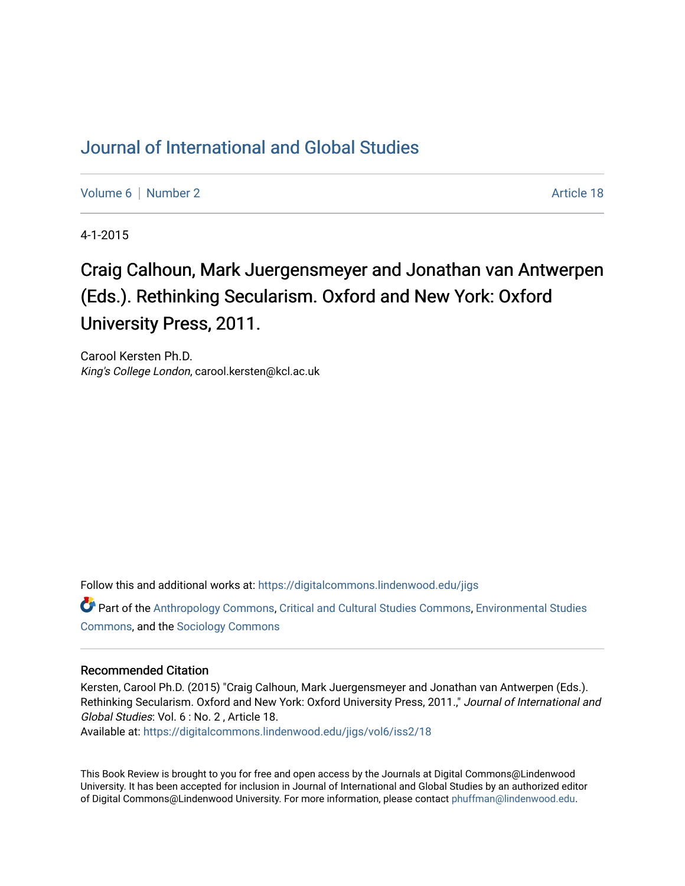# Journal of International and Global Studies

Volume 6 | Number 2 | Article 18

4-1-2015

# Craig Calhoun, Mark Juergensmeyer and Jonathan van Antwerpen (Eds.). Rethinking Secularism. Oxford and New York: Oxford University Press, 2011.

Carool Kersten Ph.D.
*King's College London*, carool.kersten@kcl.ac.uk

Follow this and additional works at: https://digitalcommons.lindenwood.edu/jigs

Part of the Anthropology Commons, Critical and Cultural Studies Commons, Environmental Studies Commons, and the Sociology Commons

## Recommended Citation

Kersten, Carool Ph.D. (2015) "Craig Calhoun, Mark Juergensmeyer and Jonathan van Antwerpen (Eds.). Rethinking Secularism. Oxford and New York: Oxford University Press, 2011.," *Journal of International and Global Studies*: Vol. 6 : No. 2 , Article 18.
Available at: https://digitalcommons.lindenwood.edu/jigs/vol6/iss2/18

This Book Review is brought to you for free and open access by the Journals at Digital Commons@Lindenwood University. It has been accepted for inclusion in Journal of International and Global Studies by an authorized editor of Digital Commons@Lindenwood University. For more information, please contact phuffman@lindenwood.edu.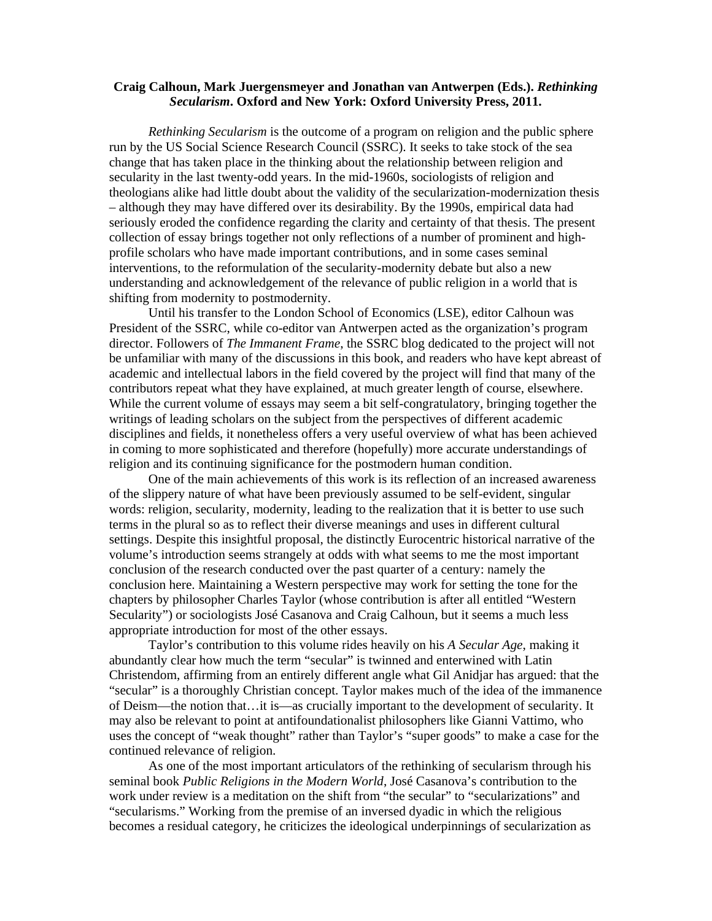**Craig Calhoun, Mark Juergensmeyer and Jonathan van Antwerpen (Eds.). *Rethinking Secularism*. Oxford and New York: Oxford University Press, 2011.**

*Rethinking Secularism* is the outcome of a program on religion and the public sphere run by the US Social Science Research Council (SSRC). It seeks to take stock of the sea change that has taken place in the thinking about the relationship between religion and secularity in the last twenty-odd years. In the mid-1960s, sociologists of religion and theologians alike had little doubt about the validity of the secularization-modernization thesis – although they may have differed over its desirability. By the 1990s, empirical data had seriously eroded the confidence regarding the clarity and certainty of that thesis. The present collection of essay brings together not only reflections of a number of prominent and high-profile scholars who have made important contributions, and in some cases seminal interventions, to the reformulation of the secularity-modernity debate but also a new understanding and acknowledgement of the relevance of public religion in a world that is shifting from modernity to postmodernity.

Until his transfer to the London School of Economics (LSE), editor Calhoun was President of the SSRC, while co-editor van Antwerpen acted as the organization's program director. Followers of *The Immanent Frame*, the SSRC blog dedicated to the project will not be unfamiliar with many of the discussions in this book, and readers who have kept abreast of academic and intellectual labors in the field covered by the project will find that many of the contributors repeat what they have explained, at much greater length of course, elsewhere. While the current volume of essays may seem a bit self-congratulatory, bringing together the writings of leading scholars on the subject from the perspectives of different academic disciplines and fields, it nonetheless offers a very useful overview of what has been achieved in coming to more sophisticated and therefore (hopefully) more accurate understandings of religion and its continuing significance for the postmodern human condition.

One of the main achievements of this work is its reflection of an increased awareness of the slippery nature of what have been previously assumed to be self-evident, singular words: religion, secularity, modernity, leading to the realization that it is better to use such terms in the plural so as to reflect their diverse meanings and uses in different cultural settings. Despite this insightful proposal, the distinctly Eurocentric historical narrative of the volume's introduction seems strangely at odds with what seems to me the most important conclusion of the research conducted over the past quarter of a century: namely the conclusion here. Maintaining a Western perspective may work for setting the tone for the chapters by philosopher Charles Taylor (whose contribution is after all entitled "Western Secularity") or sociologists José Casanova and Craig Calhoun, but it seems a much less appropriate introduction for most of the other essays.

Taylor's contribution to this volume rides heavily on his *A Secular Age*, making it abundantly clear how much the term "secular" is twinned and enterwined with Latin Christendom, affirming from an entirely different angle what Gil Anidjar has argued: that the "secular" is a thoroughly Christian concept. Taylor makes much of the idea of the immanence of Deism—the notion that…it is—as crucially important to the development of secularity. It may also be relevant to point at antifoundationalist philosophers like Gianni Vattimo, who uses the concept of "weak thought" rather than Taylor's "super goods" to make a case for the continued relevance of religion.

As one of the most important articulators of the rethinking of secularism through his seminal book *Public Religions in the Modern World*, José Casanova's contribution to the work under review is a meditation on the shift from "the secular" to "secularizations" and "secularisms." Working from the premise of an inversed dyadic in which the religious becomes a residual category, he criticizes the ideological underpinnings of secularization as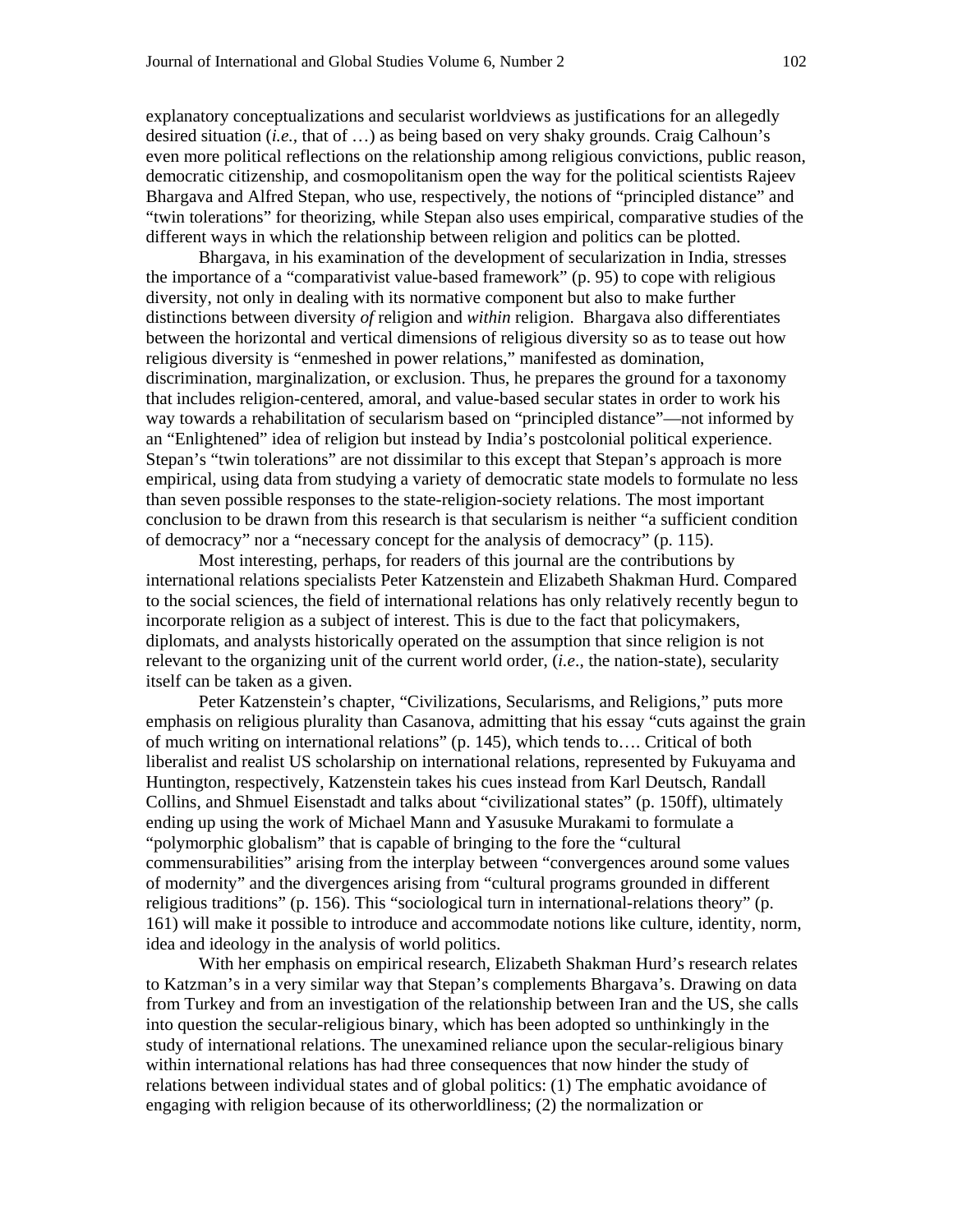explanatory conceptualizations and secularist worldviews as justifications for an allegedly desired situation (*i.e.,* that of …) as being based on very shaky grounds. Craig Calhoun's even more political reflections on the relationship among religious convictions, public reason, democratic citizenship, and cosmopolitanism open the way for the political scientists Rajeev Bhargava and Alfred Stepan, who use, respectively, the notions of "principled distance" and "twin tolerations" for theorizing, while Stepan also uses empirical, comparative studies of the different ways in which the relationship between religion and politics can be plotted.

Bhargava, in his examination of the development of secularization in India, stresses the importance of a "comparativist value-based framework" (p. 95) to cope with religious diversity, not only in dealing with its normative component but also to make further distinctions between diversity *of* religion and *within* religion. Bhargava also differentiates between the horizontal and vertical dimensions of religious diversity so as to tease out how religious diversity is "enmeshed in power relations," manifested as domination, discrimination, marginalization, or exclusion. Thus, he prepares the ground for a taxonomy that includes religion-centered, amoral, and value-based secular states in order to work his way towards a rehabilitation of secularism based on "principled distance"—not informed by an "Enlightened" idea of religion but instead by India's postcolonial political experience. Stepan's "twin tolerations" are not dissimilar to this except that Stepan's approach is more empirical, using data from studying a variety of democratic state models to formulate no less than seven possible responses to the state-religion-society relations. The most important conclusion to be drawn from this research is that secularism is neither "a sufficient condition of democracy" nor a "necessary concept for the analysis of democracy" (p. 115).

Most interesting, perhaps, for readers of this journal are the contributions by international relations specialists Peter Katzenstein and Elizabeth Shakman Hurd. Compared to the social sciences, the field of international relations has only relatively recently begun to incorporate religion as a subject of interest. This is due to the fact that policymakers, diplomats, and analysts historically operated on the assumption that since religion is not relevant to the organizing unit of the current world order, (*i.e*., the nation-state), secularity itself can be taken as a given.

Peter Katzenstein's chapter, "Civilizations, Secularisms, and Religions," puts more emphasis on religious plurality than Casanova, admitting that his essay "cuts against the grain of much writing on international relations" (p. 145), which tends to…. Critical of both liberalist and realist US scholarship on international relations, represented by Fukuyama and Huntington, respectively, Katzenstein takes his cues instead from Karl Deutsch, Randall Collins, and Shmuel Eisenstadt and talks about "civilizational states" (p. 150ff), ultimately ending up using the work of Michael Mann and Yasusuke Murakami to formulate a "polymorphic globalism" that is capable of bringing to the fore the "cultural commensurabilities" arising from the interplay between "convergences around some values of modernity" and the divergences arising from "cultural programs grounded in different religious traditions" (p. 156). This "sociological turn in international-relations theory" (p. 161) will make it possible to introduce and accommodate notions like culture, identity, norm, idea and ideology in the analysis of world politics.

With her emphasis on empirical research, Elizabeth Shakman Hurd's research relates to Katzman's in a very similar way that Stepan's complements Bhargava's. Drawing on data from Turkey and from an investigation of the relationship between Iran and the US, she calls into question the secular-religious binary, which has been adopted so unthinkingly in the study of international relations. The unexamined reliance upon the secular-religious binary within international relations has had three consequences that now hinder the study of relations between individual states and of global politics: (1) The emphatic avoidance of engaging with religion because of its otherworldliness; (2) the normalization or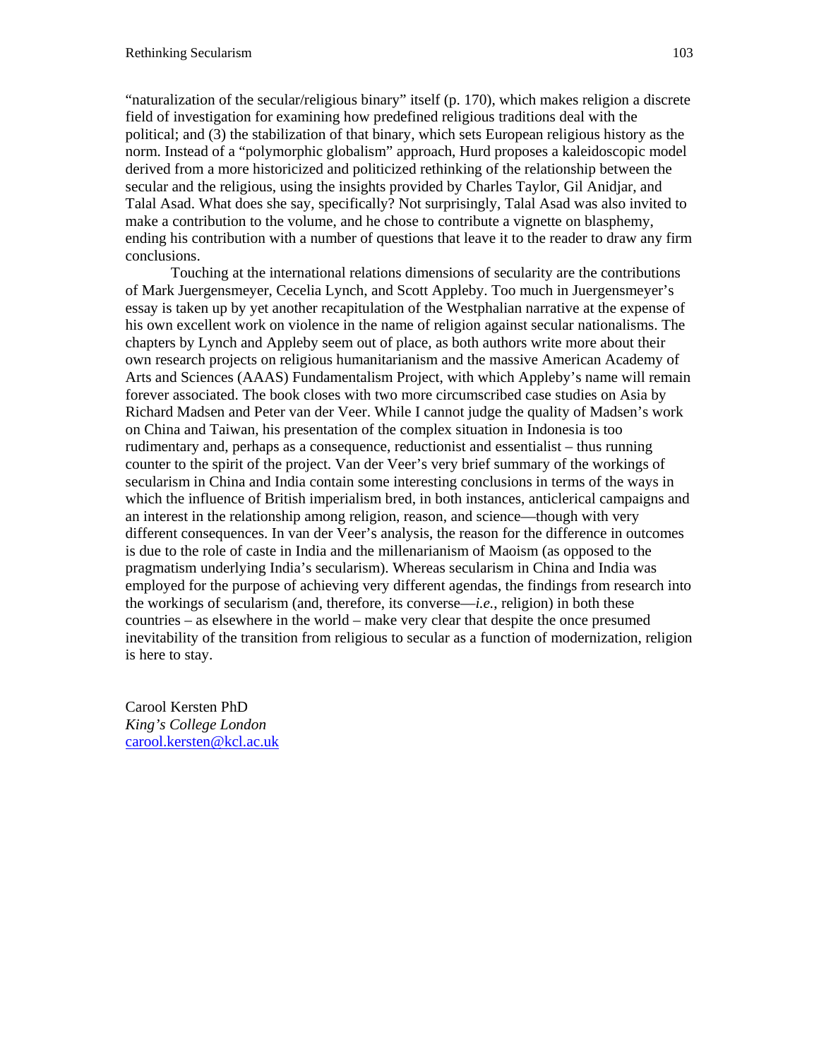"naturalization of the secular/religious binary" itself (p. 170), which makes religion a discrete field of investigation for examining how predefined religious traditions deal with the political; and (3) the stabilization of that binary, which sets European religious history as the norm. Instead of a "polymorphic globalism" approach, Hurd proposes a kaleidoscopic model derived from a more historicized and politicized rethinking of the relationship between the secular and the religious, using the insights provided by Charles Taylor, Gil Anidjar, and Talal Asad. What does she say, specifically? Not surprisingly, Talal Asad was also invited to make a contribution to the volume, and he chose to contribute a vignette on blasphemy, ending his contribution with a number of questions that leave it to the reader to draw any firm conclusions.

Touching at the international relations dimensions of secularity are the contributions of Mark Juergensmeyer, Cecelia Lynch, and Scott Appleby. Too much in Juergensmeyer's essay is taken up by yet another recapitulation of the Westphalian narrative at the expense of his own excellent work on violence in the name of religion against secular nationalisms. The chapters by Lynch and Appleby seem out of place, as both authors write more about their own research projects on religious humanitarianism and the massive American Academy of Arts and Sciences (AAAS) Fundamentalism Project, with which Appleby's name will remain forever associated. The book closes with two more circumscribed case studies on Asia by Richard Madsen and Peter van der Veer. While I cannot judge the quality of Madsen's work on China and Taiwan, his presentation of the complex situation in Indonesia is too rudimentary and, perhaps as a consequence, reductionist and essentialist – thus running counter to the spirit of the project. Van der Veer's very brief summary of the workings of secularism in China and India contain some interesting conclusions in terms of the ways in which the influence of British imperialism bred, in both instances, anticlerical campaigns and an interest in the relationship among religion, reason, and science—though with very different consequences. In van der Veer's analysis, the reason for the difference in outcomes is due to the role of caste in India and the millenarianism of Maoism (as opposed to the pragmatism underlying India's secularism). Whereas secularism in China and India was employed for the purpose of achieving very different agendas, the findings from research into the workings of secularism (and, therefore, its converse—*i.e.*, religion) in both these countries – as elsewhere in the world – make very clear that despite the once presumed inevitability of the transition from religious to secular as a function of modernization, religion is here to stay.

Carool Kersten PhD
*King's College London*
carool.kersten@kcl.ac.uk